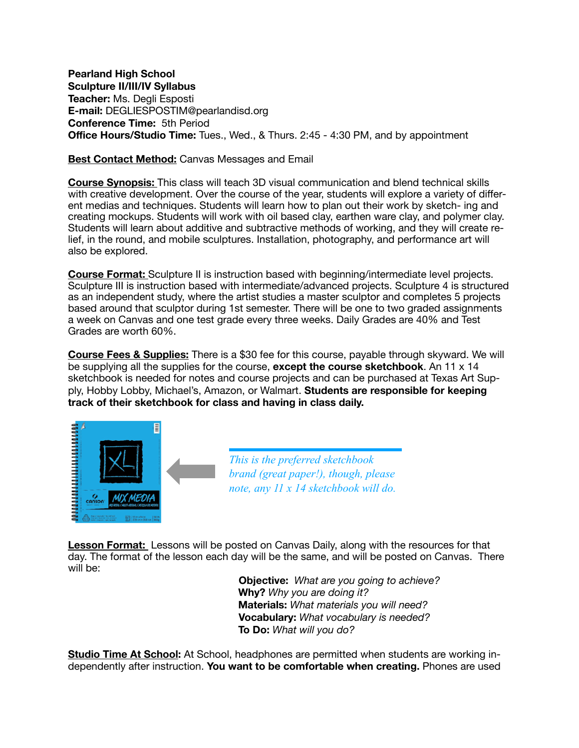**Pearland High School**
**Sculpture II/III/IV Syllabus**
**Teacher:** Ms. Degli Esposti
**E-mail:** DEGLIESPOSTIM@pearlandisd.org
**Conference Time:** 5th Period
**Office Hours/Studio Time:** Tues., Wed., & Thurs. 2:45 - 4:30 PM, and by appointment

**Best Contact Method:** Canvas Messages and Email

**Course Synopsis:** This class will teach 3D visual communication and blend technical skills with creative development. Over the course of the year, students will explore a variety of different medias and techniques. Students will learn how to plan out their work by sketch- ing and creating mockups. Students will work with oil based clay, earthen ware clay, and polymer clay. Students will learn about additive and subtractive methods of working, and they will create relief, in the round, and mobile sculptures. Installation, photography, and performance art will also be explored.

**Course Format:** Sculpture II is instruction based with beginning/intermediate level projects. Sculpture III is instruction based with intermediate/advanced projects. Sculpture 4 is structured as an independent study, where the artist studies a master sculptor and completes 5 projects based around that sculptor during 1st semester. There will be one to two graded assignments a week on Canvas and one test grade every three weeks. Daily Grades are 40% and Test Grades are worth 60%.

**Course Fees & Supplies:** There is a $30 fee for this course, payable through skyward. We will be supplying all the supplies for the course, **except the course sketchbook**. An 11 x 14 sketchbook is needed for notes and course projects and can be purchased at Texas Art Supply, Hobby Lobby, Michael's, Amazon, or Walmart. **Students are responsible for keeping track of their sketchbook for class and having in class daily.**

*This is the preferred sketchbook brand (great paper!), though, please note, any 11 x 14 sketchbook will do.*

**Lesson Format:** Lessons will be posted on Canvas Daily, along with the resources for that day. The format of the lesson each day will be the same, and will be posted on Canvas. There will be:

**Objective:** *What are you going to achieve?*
**Why?** *Why you are doing it?*
**Materials:** *What materials you will need?*
**Vocabulary:** *What vocabulary is needed?*
**To Do:** *What will you do?*

**Studio Time At School:** At School, headphones are permitted when students are working independently after instruction. **You want to be comfortable when creating.** Phones are used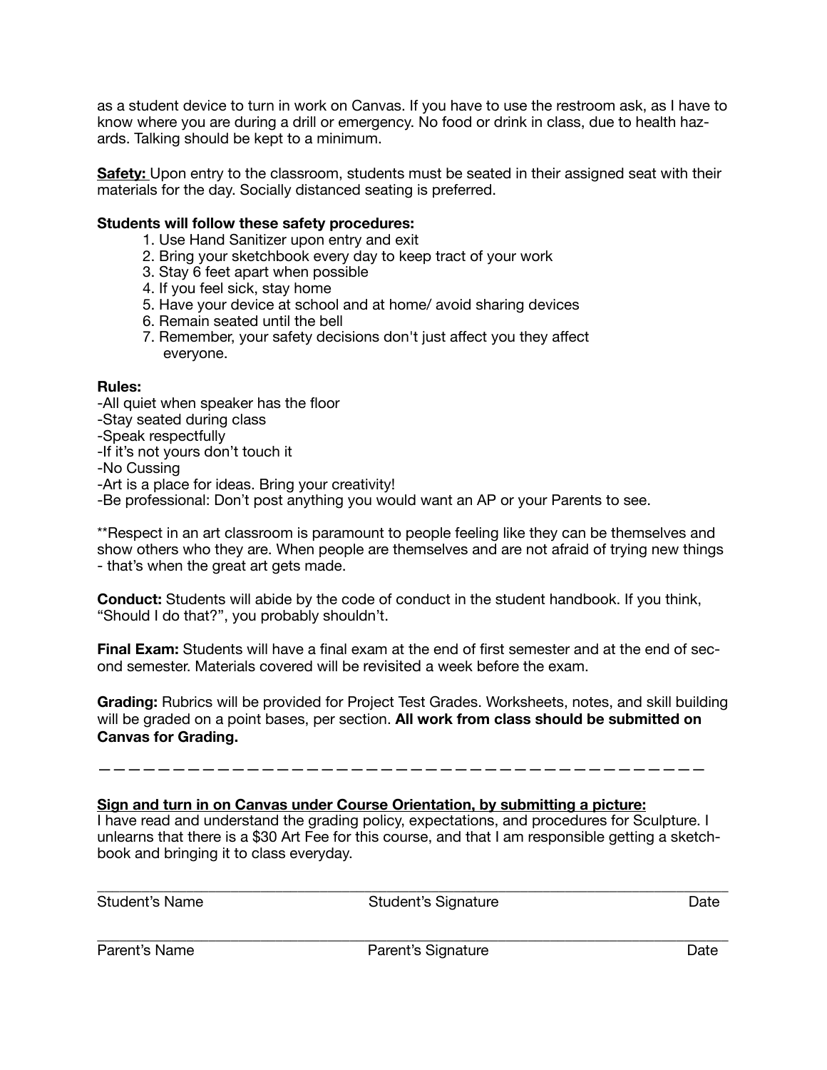as a student device to turn in work on Canvas. If you have to use the restroom ask, as I have to know where you are during a drill or emergency. No food or drink in class, due to health hazards. Talking should be kept to a minimum.

**Safety:** Upon entry to the classroom, students must be seated in their assigned seat with their materials for the day. Socially distanced seating is preferred.

**Students will follow these safety procedures:**

1. Use Hand Sanitizer upon entry and exit
2. Bring your sketchbook every day to keep tract of your work
3. Stay 6 feet apart when possible
4. If you feel sick, stay home
5. Have your device at school and at home/ avoid sharing devices
6. Remain seated until the bell
7. Remember, your safety decisions don't just affect you they affect everyone.

**Rules:**

-All quiet when speaker has the floor
-Stay seated during class
-Speak respectfully
-If it's not yours don't touch it
-No Cussing
-Art is a place for ideas. Bring your creativity!
-Be professional: Don't post anything you would want an AP or your Parents to see.

**Respect in an art classroom is paramount to people feeling like they can be themselves and show others who they are. When people are themselves and are not afraid of trying new things - that's when the great art gets made.

**Conduct:** Students will abide by the code of conduct in the student handbook. If you think, "Should I do that?", you probably shouldn't.

**Final Exam:** Students will have a final exam at the end of first semester and at the end of second semester. Materials covered will be revisited a week before the exam.

**Grading:** Rubrics will be provided for Project Test Grades. Worksheets, notes, and skill building will be graded on a point bases, per section. **All work from class should be submitted on Canvas for Grading.**

---

**Sign and turn in on Canvas under Course Orientation, by submitting a picture:**
I have read and understand the grading policy, expectations, and procedures for Sculpture. I unlearns that there is a $30 Art Fee for this course, and that I am responsible getting a sketchbook and bringing it to class everyday.

\_\_\_\_\_\_\_\_\_\_\_\_\_\_\_\_\_\_\_\_\_\_\_\_\_\_\_\_\_\_\_\_\_\_\_\_\_\_\_\_\_\_\_\_\_\_\_\_\_\_\_\_\_\_\_\_\_\_\_\_\_\_\_\_
Student's Name Student's Signature Date

\_\_\_\_\_\_\_\_\_\_\_\_\_\_\_\_\_\_\_\_\_\_\_\_\_\_\_\_\_\_\_\_\_\_\_\_\_\_\_\_\_\_\_\_\_\_\_\_\_\_\_\_\_\_\_\_\_\_\_\_\_\_\_\_
Parent's Name Parent's Signature Date